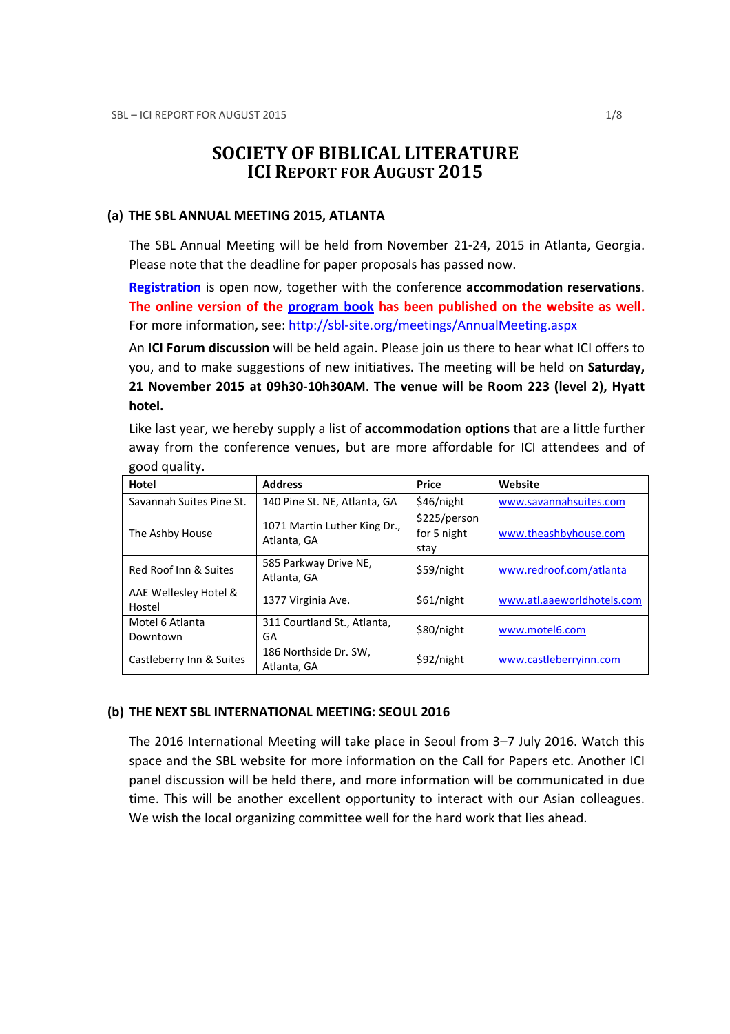# SOCIETY OF BIBLICAL LITERATURE
# ICI REPORT FOR AUGUST 2015

## (a) THE SBL ANNUAL MEETING 2015, ATLANTA

The SBL Annual Meeting will be held from November 21-24, 2015 in Atlanta, Georgia. Please note that the deadline for paper proposals has passed now.

**Registration** is open now, together with the conference **accommodation reservations**. **The online version of the program book has been published on the website as well.** For more information, see: http://sbl-site.org/meetings/AnnualMeeting.aspx

An **ICI Forum discussion** will be held again. Please join us there to hear what ICI offers to you, and to make suggestions of new initiatives. The meeting will be held on **Saturday, 21 November 2015 at 09h30-10h30AM**. **The venue will be Room 223 (level 2), Hyatt hotel.**

Like last year, we hereby supply a list of **accommodation options** that are a little further away from the conference venues, but are more affordable for ICI attendees and of good quality.

| Hotel | Address | Price | Website |
|---|---|---|---|
| Savannah Suites Pine St. | 140 Pine St. NE, Atlanta, GA | $46/night | www.savannahsuites.com |
| The Ashby House | 1071 Martin Luther King Dr., Atlanta, GA | $225/person for 5 night stay | www.theashbyhouse.com |
| Red Roof Inn & Suites | 585 Parkway Drive NE, Atlanta, GA | $59/night | www.redroof.com/atlanta |
| AAE Wellesley Hotel & Hostel | 1377 Virginia Ave. | $61/night | www.atl.aaeworldhotels.com |
| Motel 6 Atlanta Downtown | 311 Courtland St., Atlanta, GA | $80/night | www.motel6.com |
| Castleberry Inn & Suites | 186 Northside Dr. SW, Atlanta, GA | $92/night | www.castleberryinn.com |

## (b) THE NEXT SBL INTERNATIONAL MEETING: SEOUL 2016

The 2016 International Meeting will take place in Seoul from 3–7 July 2016. Watch this space and the SBL website for more information on the Call for Papers etc. Another ICI panel discussion will be held there, and more information will be communicated in due time. This will be another excellent opportunity to interact with our Asian colleagues. We wish the local organizing committee well for the hard work that lies ahead.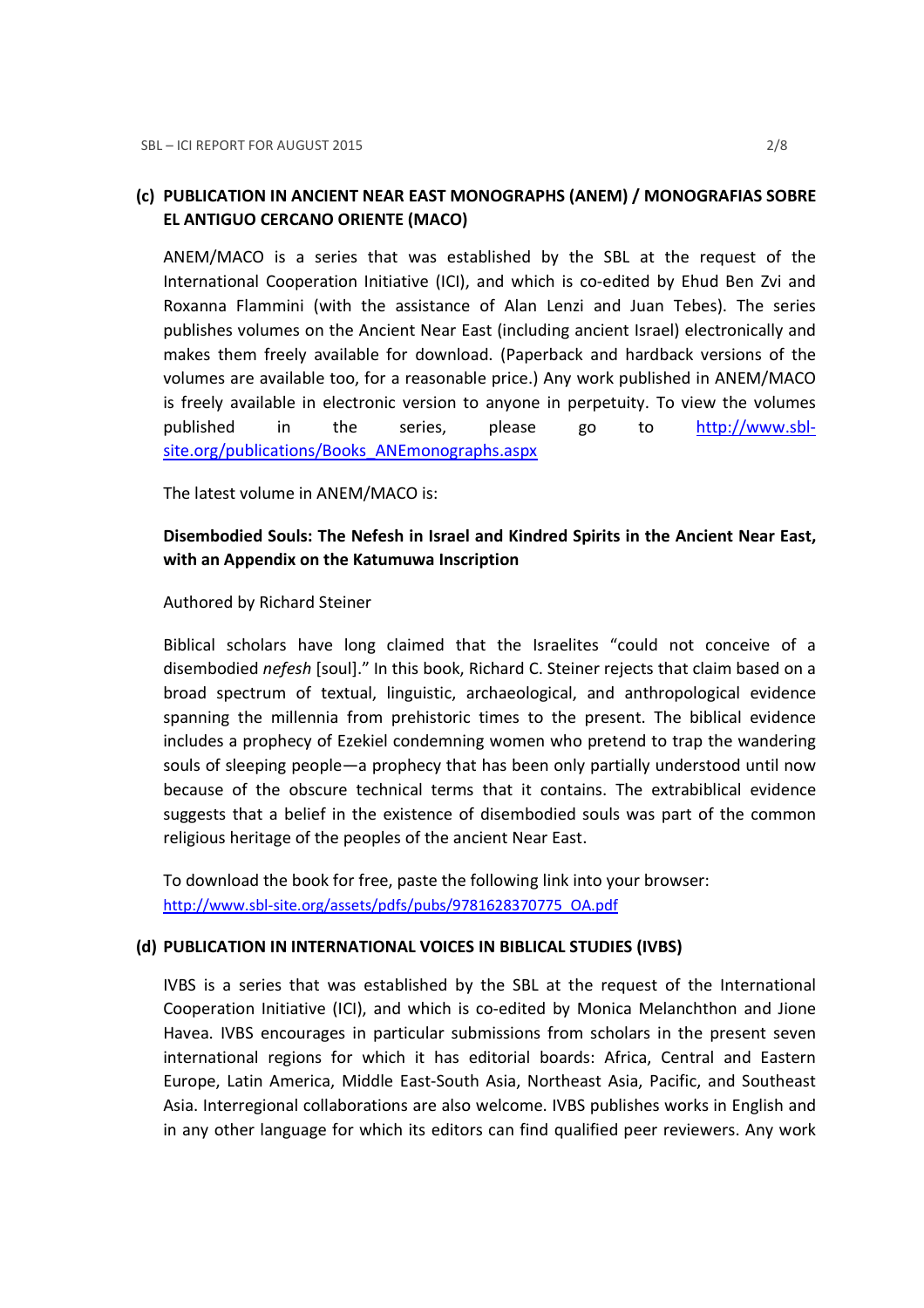## (c) PUBLICATION IN ANCIENT NEAR EAST MONOGRAPHS (ANEM) / MONOGRAFIAS SOBRE EL ANTIGUO CERCANO ORIENTE (MACO)

ANEM/MACO is a series that was established by the SBL at the request of the International Cooperation Initiative (ICI), and which is co-edited by Ehud Ben Zvi and Roxanna Flammini (with the assistance of Alan Lenzi and Juan Tebes). The series publishes volumes on the Ancient Near East (including ancient Israel) electronically and makes them freely available for download. (Paperback and hardback versions of the volumes are available too, for a reasonable price.) Any work published in ANEM/MACO is freely available in electronic version to anyone in perpetuity. To view the volumes published in the series, please go to http://www.sbl-site.org/publications/Books_ANEmonographs.aspx

The latest volume in ANEM/MACO is:

**Disembodied Souls: The Nefesh in Israel and Kindred Spirits in the Ancient Near East, with an Appendix on the Katumuwa Inscription**

Authored by Richard Steiner

Biblical scholars have long claimed that the Israelites "could not conceive of a disembodied *nefesh* [soul]." In this book, Richard C. Steiner rejects that claim based on a broad spectrum of textual, linguistic, archaeological, and anthropological evidence spanning the millennia from prehistoric times to the present. The biblical evidence includes a prophecy of Ezekiel condemning women who pretend to trap the wandering souls of sleeping people—a prophecy that has been only partially understood until now because of the obscure technical terms that it contains. The extrabiblical evidence suggests that a belief in the existence of disembodied souls was part of the common religious heritage of the peoples of the ancient Near East.

To download the book for free, paste the following link into your browser: http://www.sbl-site.org/assets/pdfs/pubs/9781628370775_OA.pdf

## (d) PUBLICATION IN INTERNATIONAL VOICES IN BIBLICAL STUDIES (IVBS)

IVBS is a series that was established by the SBL at the request of the International Cooperation Initiative (ICI), and which is co-edited by Monica Melanchthon and Jione Havea. IVBS encourages in particular submissions from scholars in the present seven international regions for which it has editorial boards: Africa, Central and Eastern Europe, Latin America, Middle East-South Asia, Northeast Asia, Pacific, and Southeast Asia. Interregional collaborations are also welcome. IVBS publishes works in English and in any other language for which its editors can find qualified peer reviewers. Any work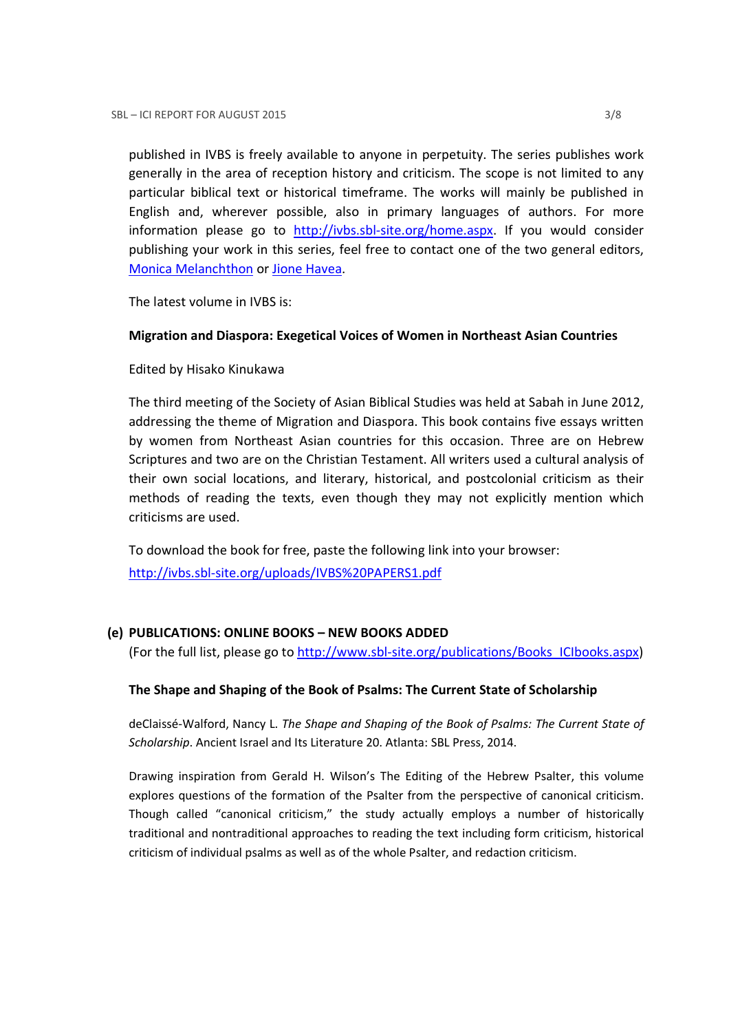published in IVBS is freely available to anyone in perpetuity. The series publishes work generally in the area of reception history and criticism. The scope is not limited to any particular biblical text or historical timeframe. The works will mainly be published in English and, wherever possible, also in primary languages of authors. For more information please go to [http://ivbs.sbl-site.org/home.aspx](http://ivbs.sbl-site.org/home.aspx). If you would consider publishing your work in this series, feel free to contact one of the two general editors, Monica Melanchthon or Jione Havea.

The latest volume in IVBS is:

**Migration and Diaspora: Exegetical Voices of Women in Northeast Asian Countries**

Edited by Hisako Kinukawa

The third meeting of the Society of Asian Biblical Studies was held at Sabah in June 2012, addressing the theme of Migration and Diaspora. This book contains five essays written by women from Northeast Asian countries for this occasion. Three are on Hebrew Scriptures and two are on the Christian Testament. All writers used a cultural analysis of their own social locations, and literary, historical, and postcolonial criticism as their methods of reading the texts, even though they may not explicitly mention which criticisms are used.

To download the book for free, paste the following link into your browser:
[http://ivbs.sbl-site.org/uploads/IVBS%20PAPERS1.pdf](http://ivbs.sbl-site.org/uploads/IVBS%20PAPERS1.pdf)

## (e) PUBLICATIONS: ONLINE BOOKS – NEW BOOKS ADDED

(For the full list, please go to [http://www.sbl-site.org/publications/Books_ICIbooks.aspx](http://www.sbl-site.org/publications/Books_ICIbooks.aspx))

**The Shape and Shaping of the Book of Psalms: The Current State of Scholarship**

deClaissé-Walford, Nancy L. *The Shape and Shaping of the Book of Psalms: The Current State of Scholarship*. Ancient Israel and Its Literature 20. Atlanta: SBL Press, 2014.

Drawing inspiration from Gerald H. Wilson's The Editing of the Hebrew Psalter, this volume explores questions of the formation of the Psalter from the perspective of canonical criticism. Though called "canonical criticism," the study actually employs a number of historically traditional and nontraditional approaches to reading the text including form criticism, historical criticism of individual psalms as well as of the whole Psalter, and redaction criticism.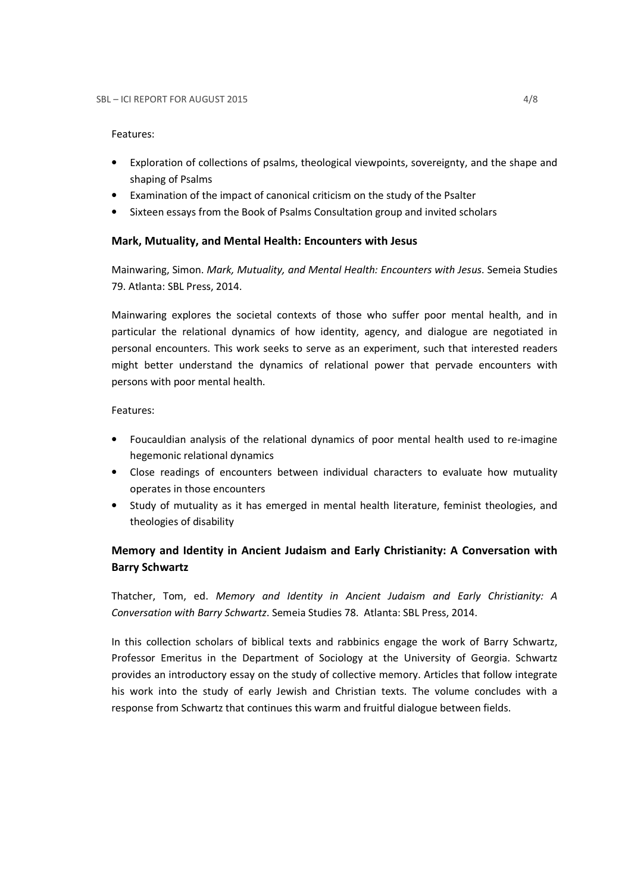Features:

- Exploration of collections of psalms, theological viewpoints, sovereignty, and the shape and shaping of Psalms
- Examination of the impact of canonical criticism on the study of the Psalter
- Sixteen essays from the Book of Psalms Consultation group and invited scholars

### Mark, Mutuality, and Mental Health: Encounters with Jesus

Mainwaring, Simon. *Mark, Mutuality, and Mental Health: Encounters with Jesus*. Semeia Studies 79. Atlanta: SBL Press, 2014.

Mainwaring explores the societal contexts of those who suffer poor mental health, and in particular the relational dynamics of how identity, agency, and dialogue are negotiated in personal encounters. This work seeks to serve as an experiment, such that interested readers might better understand the dynamics of relational power that pervade encounters with persons with poor mental health.

Features:

- Foucauldian analysis of the relational dynamics of poor mental health used to re-imagine hegemonic relational dynamics
- Close readings of encounters between individual characters to evaluate how mutuality operates in those encounters
- Study of mutuality as it has emerged in mental health literature, feminist theologies, and theologies of disability

### Memory and Identity in Ancient Judaism and Early Christianity: A Conversation with Barry Schwartz

Thatcher, Tom, ed. *Memory and Identity in Ancient Judaism and Early Christianity: A Conversation with Barry Schwartz*. Semeia Studies 78. Atlanta: SBL Press, 2014.

In this collection scholars of biblical texts and rabbinics engage the work of Barry Schwartz, Professor Emeritus in the Department of Sociology at the University of Georgia. Schwartz provides an introductory essay on the study of collective memory. Articles that follow integrate his work into the study of early Jewish and Christian texts. The volume concludes with a response from Schwartz that continues this warm and fruitful dialogue between fields.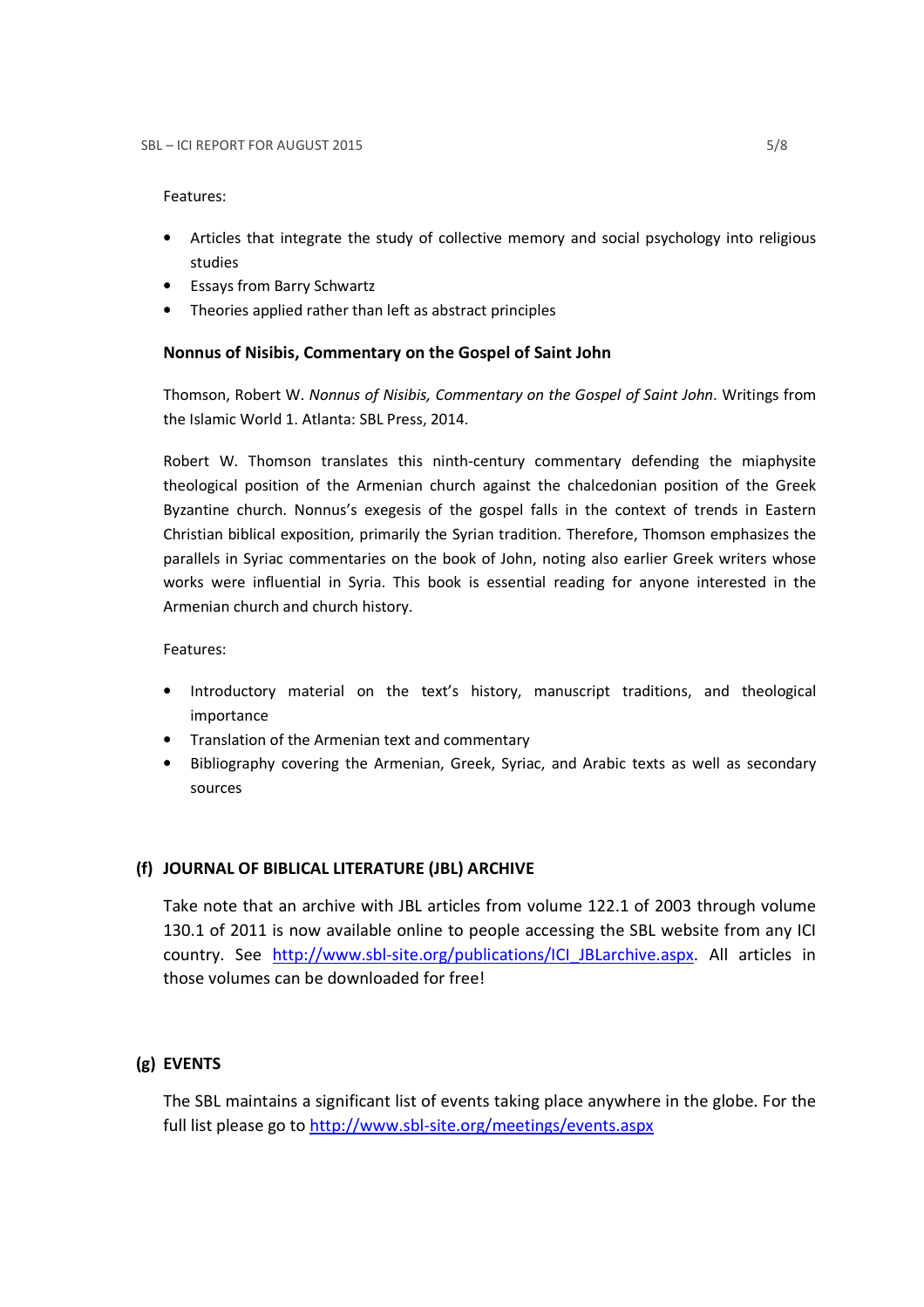Features:

- Articles that integrate the study of collective memory and social psychology into religious studies
- Essays from Barry Schwartz
- Theories applied rather than left as abstract principles

**Nonnus of Nisibis, Commentary on the Gospel of Saint John**

Thomson, Robert W. *Nonnus of Nisibis, Commentary on the Gospel of Saint John*. Writings from the Islamic World 1. Atlanta: SBL Press, 2014.

Robert W. Thomson translates this ninth-century commentary defending the miaphysite theological position of the Armenian church against the chalcedonian position of the Greek Byzantine church. Nonnus's exegesis of the gospel falls in the context of trends in Eastern Christian biblical exposition, primarily the Syrian tradition. Therefore, Thomson emphasizes the parallels in Syriac commentaries on the book of John, noting also earlier Greek writers whose works were influential in Syria. This book is essential reading for anyone interested in the Armenian church and church history.

Features:

- Introductory material on the text's history, manuscript traditions, and theological importance
- Translation of the Armenian text and commentary
- Bibliography covering the Armenian, Greek, Syriac, and Arabic texts as well as secondary sources

## (f) JOURNAL OF BIBLICAL LITERATURE (JBL) ARCHIVE

Take note that an archive with JBL articles from volume 122.1 of 2003 through volume 130.1 of 2011 is now available online to people accessing the SBL website from any ICI country. See http://www.sbl-site.org/publications/ICI_JBLarchive.aspx. All articles in those volumes can be downloaded for free!

## (g) EVENTS

The SBL maintains a significant list of events taking place anywhere in the globe. For the full list please go to http://www.sbl-site.org/meetings/events.aspx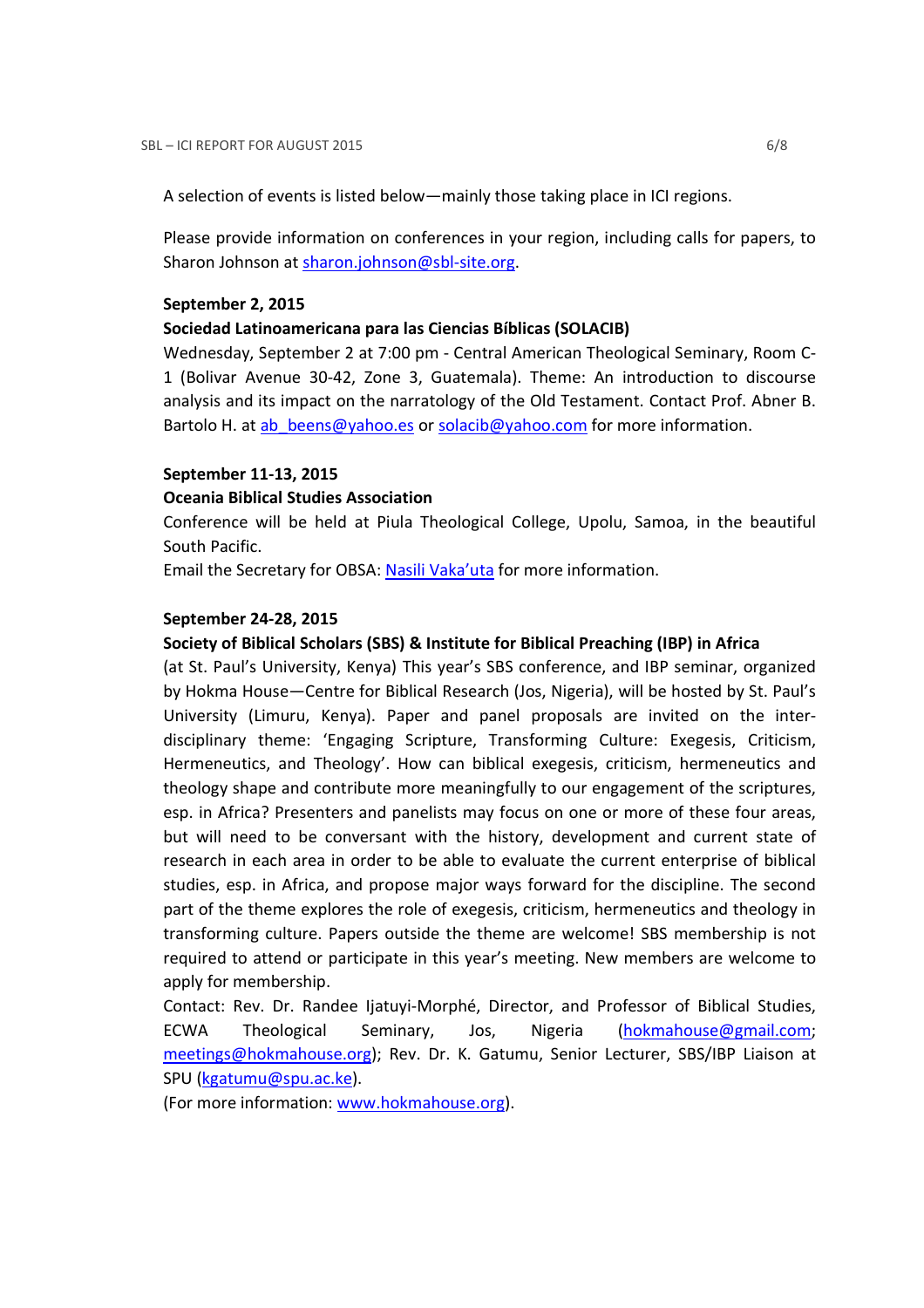A selection of events is listed below—mainly those taking place in ICI regions.

Please provide information on conferences in your region, including calls for papers, to Sharon Johnson at sharon.johnson@sbl-site.org.

**September 2, 2015**

**Sociedad Latinoamericana para las Ciencias Bíblicas (SOLACIB)**

Wednesday, September 2 at 7:00 pm - Central American Theological Seminary, Room C-1 (Bolivar Avenue 30-42, Zone 3, Guatemala). Theme: An introduction to discourse analysis and its impact on the narratology of the Old Testament. Contact Prof. Abner B. Bartolo H. at ab_beens@yahoo.es or solacib@yahoo.com for more information.

**September 11-13, 2015**

**Oceania Biblical Studies Association**

Conference will be held at Piula Theological College, Upolu, Samoa, in the beautiful South Pacific.

Email the Secretary for OBSA: Nasili Vaka'uta for more information.

**September 24-28, 2015**

**Society of Biblical Scholars (SBS) & Institute for Biblical Preaching (IBP) in Africa**

(at St. Paul's University, Kenya) This year's SBS conference, and IBP seminar, organized by Hokma House—Centre for Biblical Research (Jos, Nigeria), will be hosted by St. Paul's University (Limuru, Kenya). Paper and panel proposals are invited on the inter-disciplinary theme: 'Engaging Scripture, Transforming Culture: Exegesis, Criticism, Hermeneutics, and Theology'. How can biblical exegesis, criticism, hermeneutics and theology shape and contribute more meaningfully to our engagement of the scriptures, esp. in Africa? Presenters and panelists may focus on one or more of these four areas, but will need to be conversant with the history, development and current state of research in each area in order to be able to evaluate the current enterprise of biblical studies, esp. in Africa, and propose major ways forward for the discipline. The second part of the theme explores the role of exegesis, criticism, hermeneutics and theology in transforming culture. Papers outside the theme are welcome! SBS membership is not required to attend or participate in this year's meeting. New members are welcome to apply for membership.

Contact: Rev. Dr. Randee Ijatuyi-Morphé, Director, and Professor of Biblical Studies, ECWA Theological Seminary, Jos, Nigeria (hokmahouse@gmail.com; meetings@hokmahouse.org); Rev. Dr. K. Gatumu, Senior Lecturer, SBS/IBP Liaison at SPU (kgatumu@spu.ac.ke).

(For more information: www.hokmahouse.org).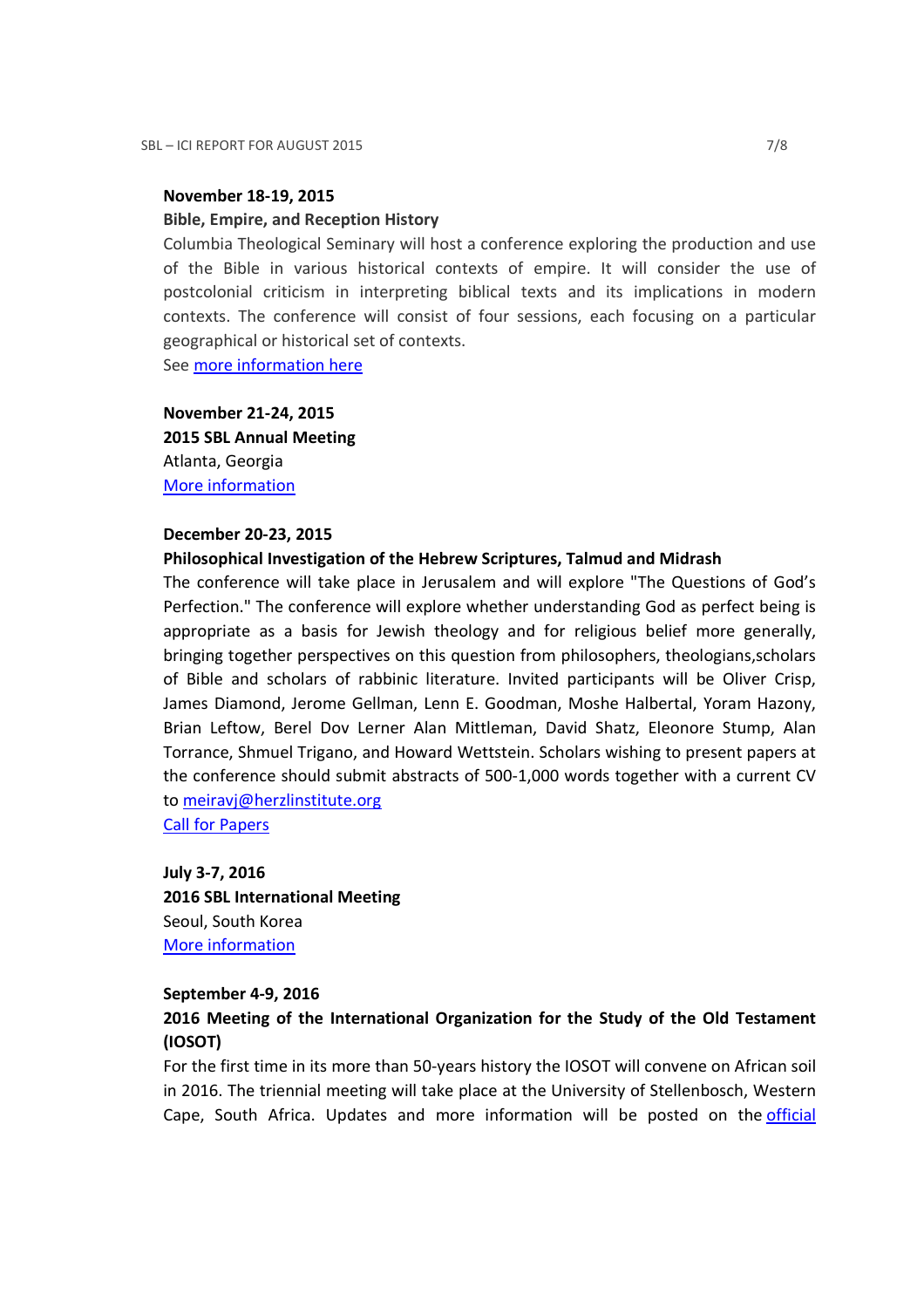**November 18-19, 2015**

**Bible, Empire, and Reception History**

Columbia Theological Seminary will host a conference exploring the production and use of the Bible in various historical contexts of empire. It will consider the use of postcolonial criticism in interpreting biblical texts and its implications in modern contexts. The conference will consist of four sessions, each focusing on a particular geographical or historical set of contexts.

See more information here

**November 21-24, 2015**

**2015 SBL Annual Meeting**

Atlanta, Georgia

More information

**December 20-23, 2015**

**Philosophical Investigation of the Hebrew Scriptures, Talmud and Midrash**

The conference will take place in Jerusalem and will explore "The Questions of God's Perfection." The conference will explore whether understanding God as perfect being is appropriate as a basis for Jewish theology and for religious belief more generally, bringing together perspectives on this question from philosophers, theologians,scholars of Bible and scholars of rabbinic literature. Invited participants will be Oliver Crisp, James Diamond, Jerome Gellman, Lenn E. Goodman, Moshe Halbertal, Yoram Hazony, Brian Leftow, Berel Dov Lerner Alan Mittleman, David Shatz, Eleonore Stump, Alan Torrance, Shmuel Trigano, and Howard Wettstein. Scholars wishing to present papers at the conference should submit abstracts of 500-1,000 words together with a current CV to meiravj@herzlinstitute.org

Call for Papers

**July 3-7, 2016**

**2016 SBL International Meeting**

Seoul, South Korea

More information

**September 4-9, 2016**

**2016 Meeting of the International Organization for the Study of the Old Testament (IOSOT)**

For the first time in its more than 50-years history the IOSOT will convene on African soil in 2016. The triennial meeting will take place at the University of Stellenbosch, Western Cape, South Africa. Updates and more information will be posted on the official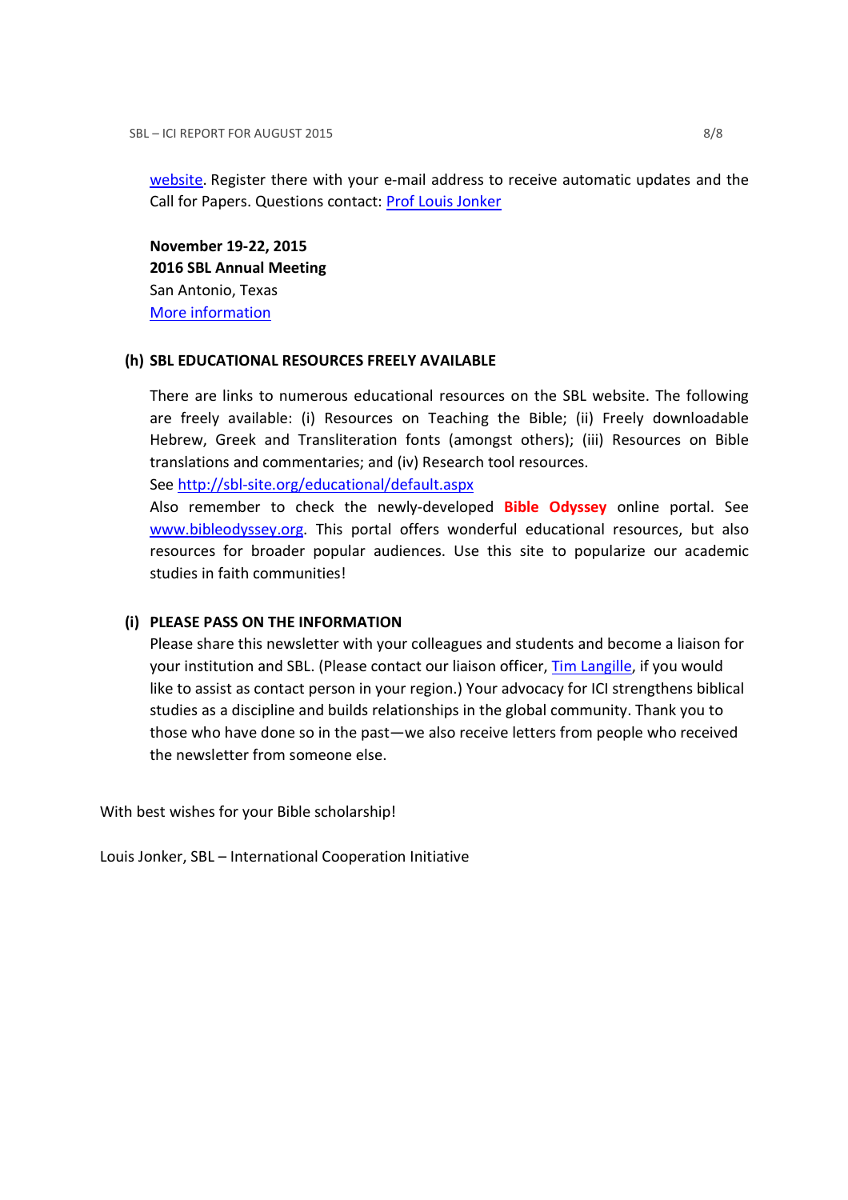website. Register there with your e-mail address to receive automatic updates and the Call for Papers. Questions contact: Prof Louis Jonker

**November 19-22, 2015**
**2016 SBL Annual Meeting**
San Antonio, Texas
More information

**(h) SBL EDUCATIONAL RESOURCES FREELY AVAILABLE**

There are links to numerous educational resources on the SBL website. The following are freely available: (i) Resources on Teaching the Bible; (ii) Freely downloadable Hebrew, Greek and Transliteration fonts (amongst others); (iii) Resources on Bible translations and commentaries; and (iv) Research tool resources.
See http://sbl-site.org/educational/default.aspx
Also remember to check the newly-developed **Bible Odyssey** online portal. See www.bibleodyssey.org. This portal offers wonderful educational resources, but also resources for broader popular audiences. Use this site to popularize our academic studies in faith communities!

**(i) PLEASE PASS ON THE INFORMATION**

Please share this newsletter with your colleagues and students and become a liaison for your institution and SBL. (Please contact our liaison officer, Tim Langille, if you would like to assist as contact person in your region.) Your advocacy for ICI strengthens biblical studies as a discipline and builds relationships in the global community. Thank you to those who have done so in the past—we also receive letters from people who received the newsletter from someone else.

With best wishes for your Bible scholarship!

Louis Jonker, SBL – International Cooperation Initiative